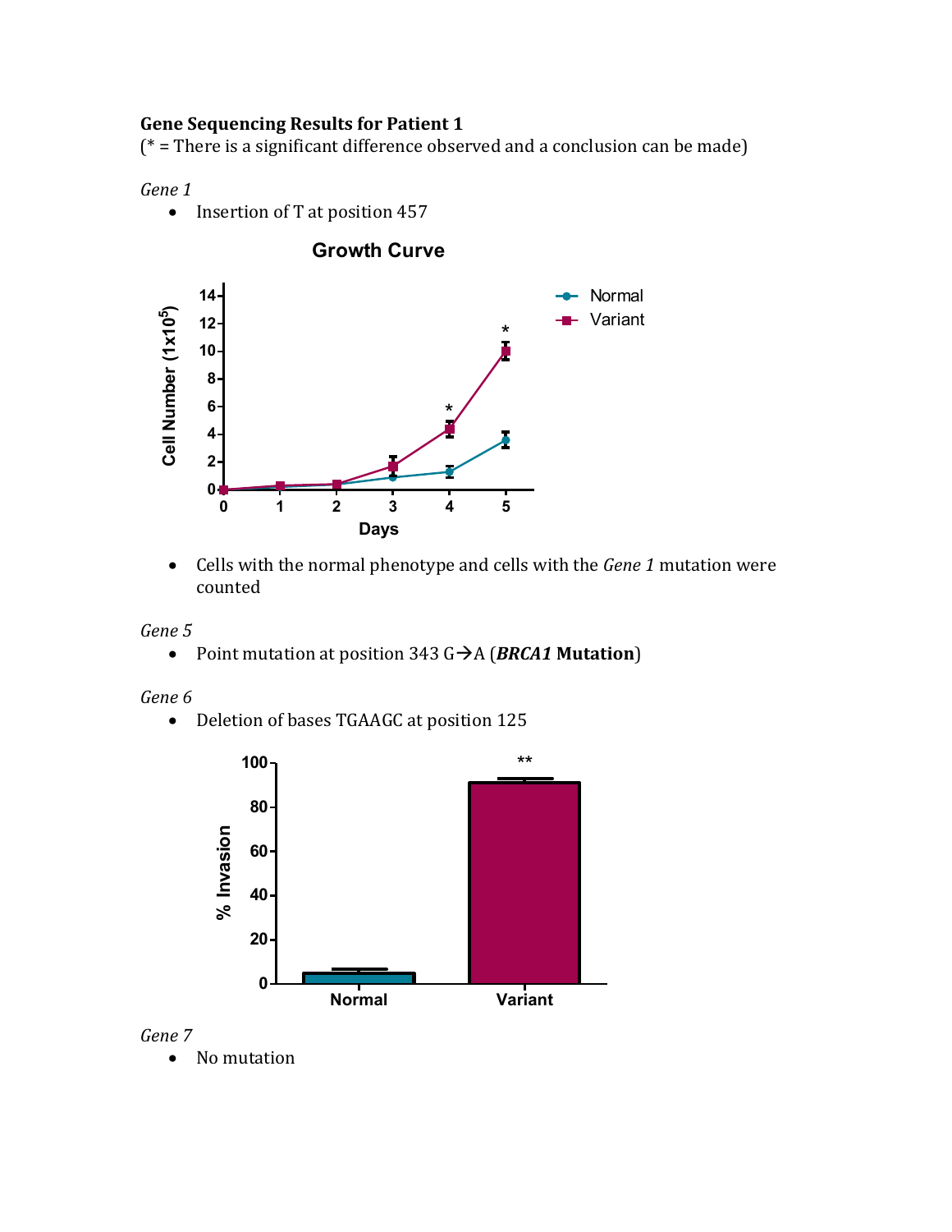**Gene Sequencing Results for Patient 1**

(* = There is a significant difference observed and a conclusion can be made)

*Gene 1*

- Insertion of T at position 457

- Cells with the normal phenotype and cells with the *Gene 1* mutation were counted

*Gene 5*

- Point mutation at position 343 G→A (***BRCA1* Mutation**)

*Gene 6*

- Deletion of bases TGAAGC at position 125

*Gene 7*

- No mutation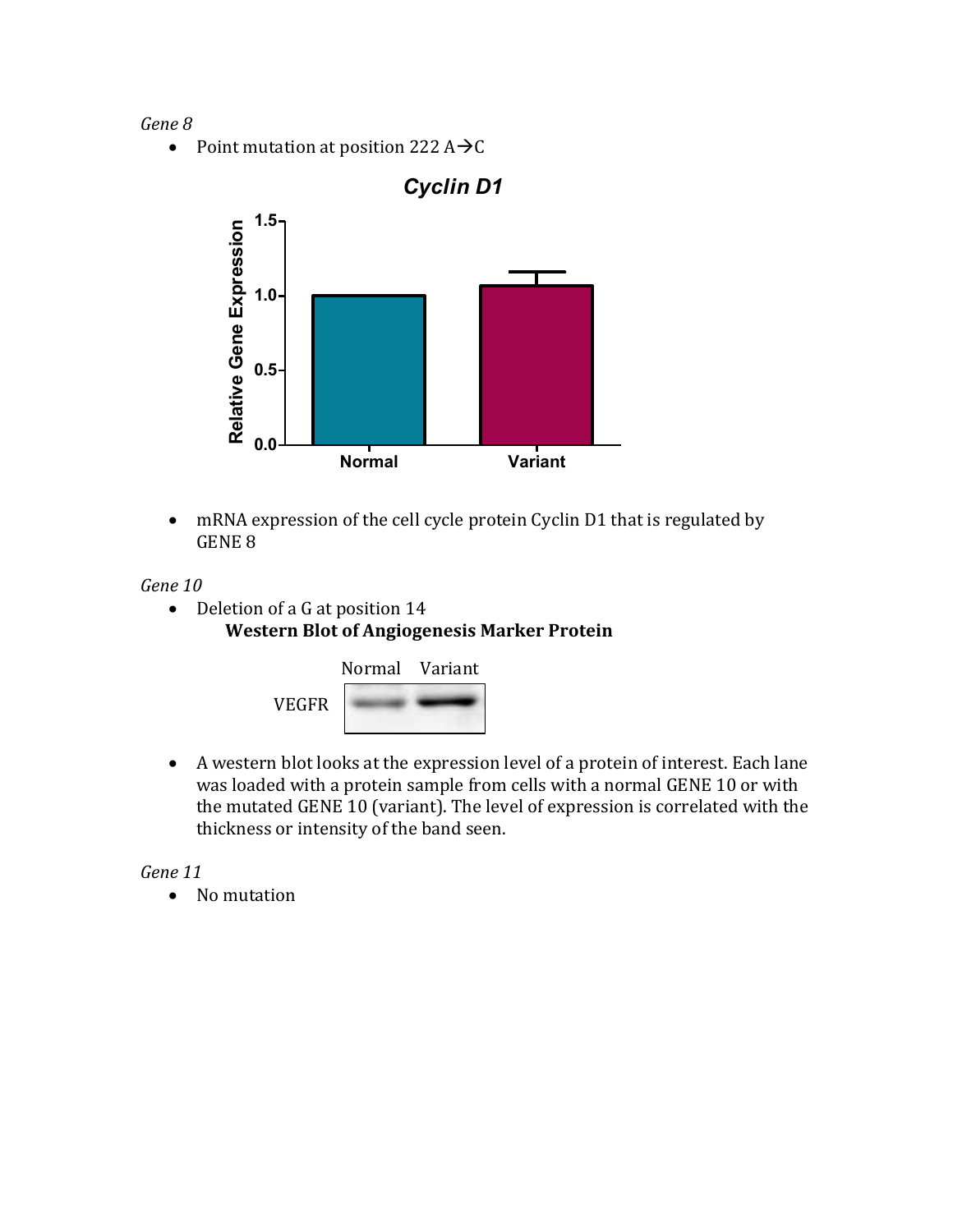*Gene 8*

- Point mutation at position 222 A→C

**Cyclin D1**

- mRNA expression of the cell cycle protein Cyclin D1 that is regulated by GENE 8

*Gene 10*

- Deletion of a G at position 14

**Western Blot of Angiogenesis Marker Protein**

- A western blot looks at the expression level of a protein of interest. Each lane was loaded with a protein sample from cells with a normal GENE 10 or with the mutated GENE 10 (variant). The level of expression is correlated with the thickness or intensity of the band seen.

*Gene 11*

- No mutation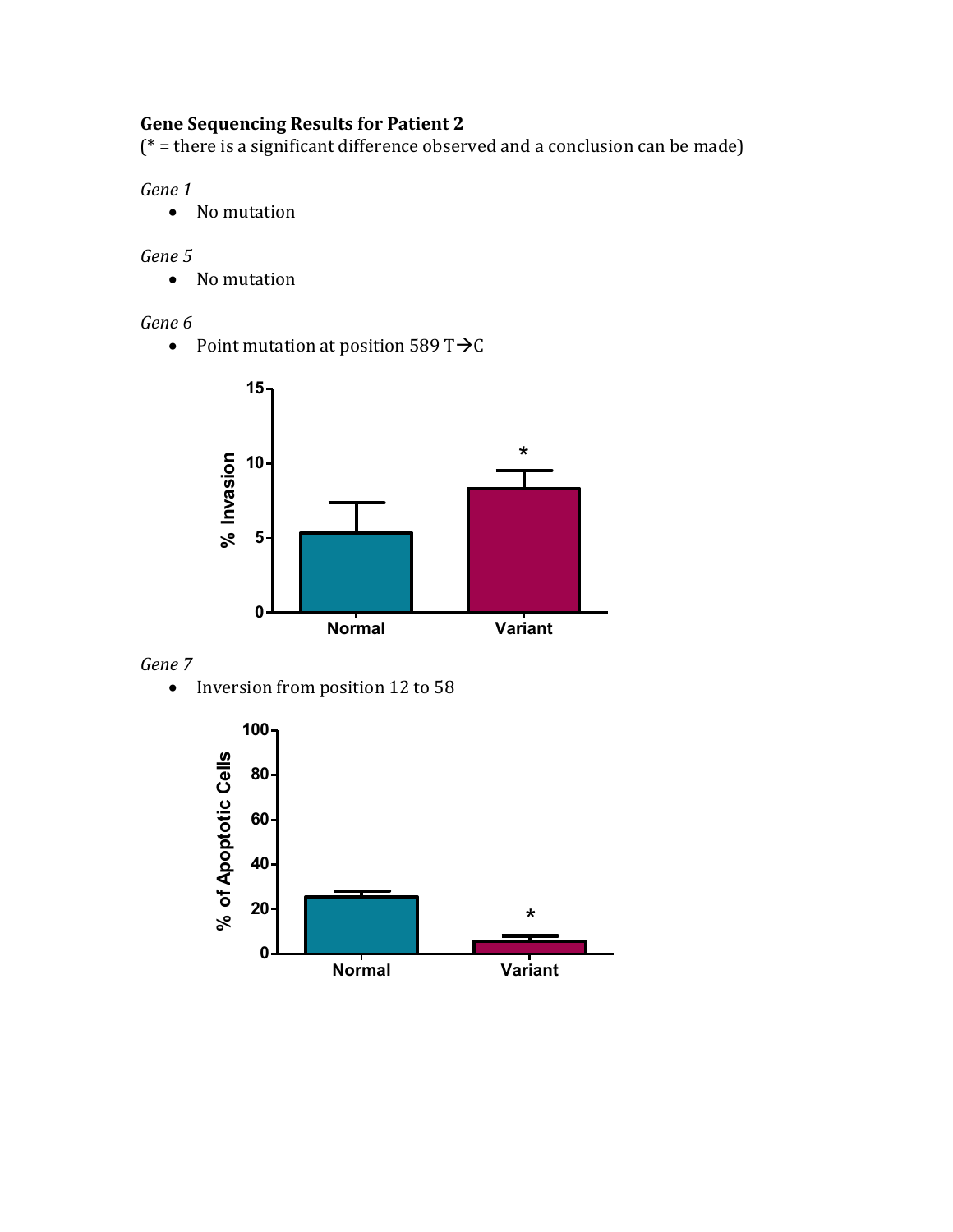**Gene Sequencing Results for Patient 2**

(* = there is a significant difference observed and a conclusion can be made)

*Gene 1*

- No mutation

*Gene 5*

- No mutation

*Gene 6*

- Point mutation at position 589 T→C

*Gene 7*

- Inversion from position 12 to 58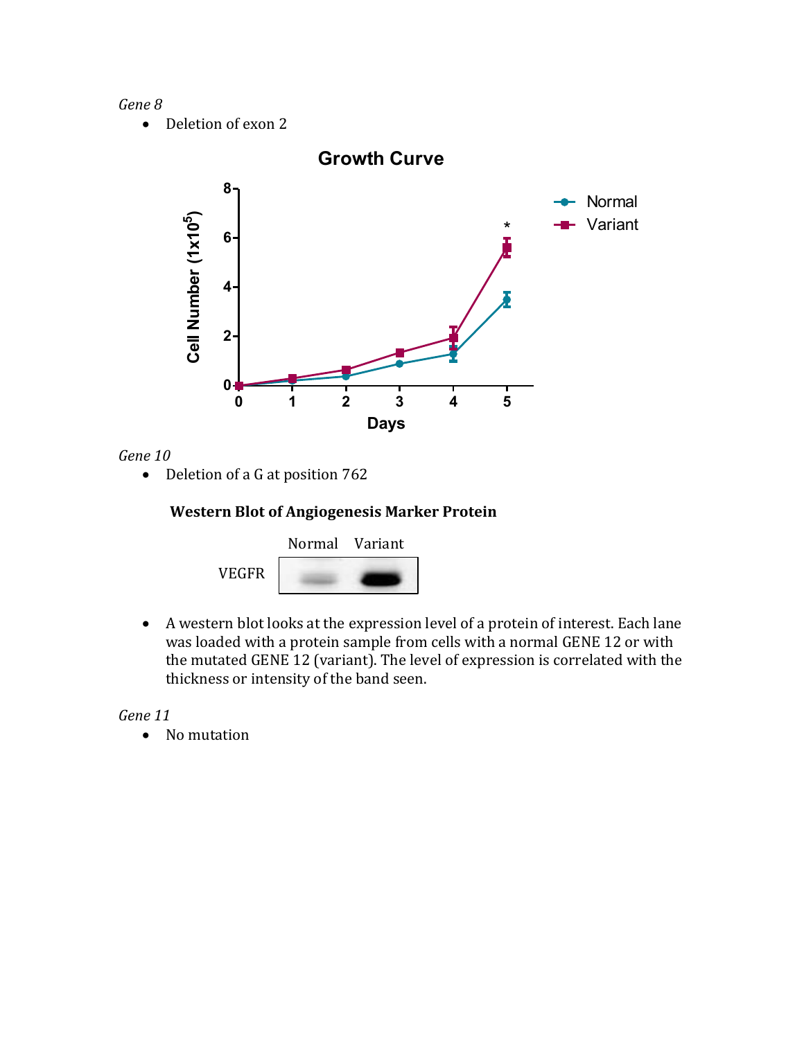*Gene 8*

- Deletion of exon 2

Growth Curve

Cell Number ($1 \times 10^5$)

8

6

4

2

0

0 1 2 3 4 5

Days

Normal

Variant

*

*Gene 10*

- Deletion of a G at position 762

**Western Blot of Angiogenesis Marker Protein**

Normal Variant

VEGFR

- A western blot looks at the expression level of a protein of interest. Each lane was loaded with a protein sample from cells with a normal GENE 12 or with the mutated GENE 12 (variant). The level of expression is correlated with the thickness or intensity of the band seen.

*Gene 11*

- No mutation